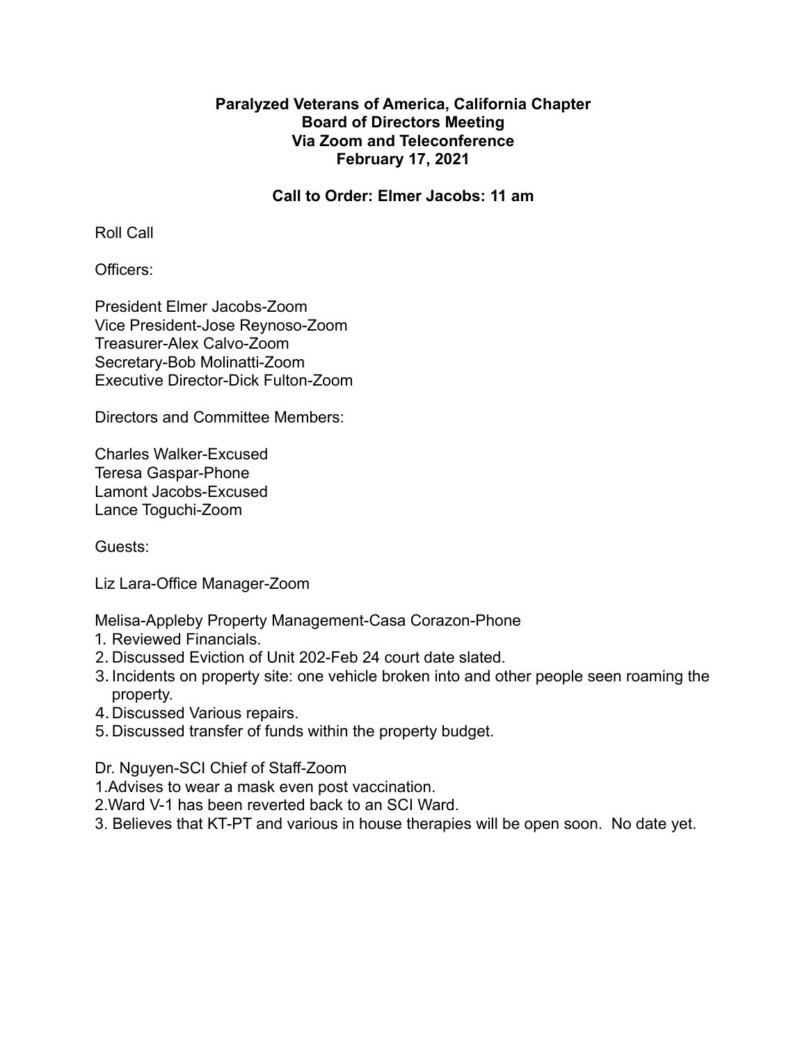**Paralyzed Veterans of America, California Chapter**
**Board of Directors Meeting**
**Via Zoom and Teleconference**
**February 17, 2021**

**Call to Order: Elmer Jacobs: 11 am**

Roll Call

Officers:

President Elmer Jacobs-Zoom
Vice President-Jose Reynoso-Zoom
Treasurer-Alex Calvo-Zoom
Secretary-Bob Molinatti-Zoom
Executive Director-Dick Fulton-Zoom

Directors and Committee Members:

Charles Walker-Excused
Teresa Gaspar-Phone
Lamont Jacobs-Excused
Lance Toguchi-Zoom

Guests:

Liz Lara-Office Manager-Zoom

Melisa-Appleby Property Management-Casa Corazon-Phone

1. Reviewed Financials.
2. Discussed Eviction of Unit 202-Feb 24 court date slated.
3. Incidents on property site: one vehicle broken into and other people seen roaming the property.
4. Discussed Various repairs.
5. Discussed transfer of funds within the property budget.

Dr. Nguyen-SCI Chief of Staff-Zoom

1. Advises to wear a mask even post vaccination.
2. Ward V-1 has been reverted back to an SCI Ward.
3. Believes that KT-PT and various in house therapies will be open soon. No date yet.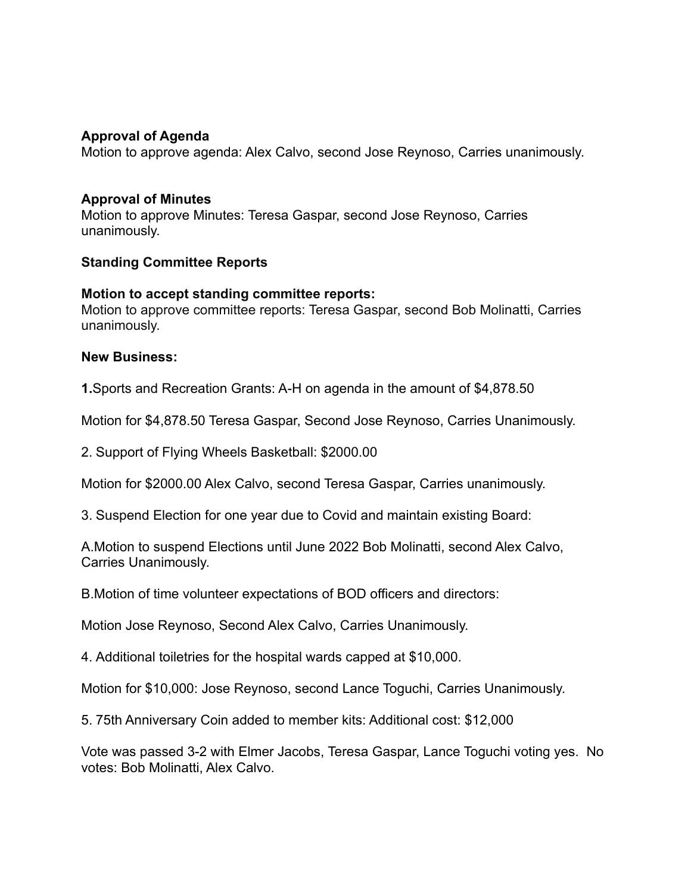**Approval of Agenda**
Motion to approve agenda: Alex Calvo, second Jose Reynoso, Carries unanimously.

**Approval of Minutes**
Motion to approve Minutes: Teresa Gaspar, second Jose Reynoso, Carries unanimously.

**Standing Committee Reports**

**Motion to accept standing committee reports:**
Motion to approve committee reports: Teresa Gaspar, second Bob Molinatti, Carries unanimously.

**New Business:**

**1.**Sports and Recreation Grants: A-H on agenda in the amount of $4,878.50

Motion for $4,878.50 Teresa Gaspar, Second Jose Reynoso, Carries Unanimously.

2. Support of Flying Wheels Basketball: $2000.00

Motion for $2000.00 Alex Calvo, second Teresa Gaspar, Carries unanimously.

3. Suspend Election for one year due to Covid and maintain existing Board:

A.Motion to suspend Elections until June 2022 Bob Molinatti, second Alex Calvo, Carries Unanimously.

B.Motion of time volunteer expectations of BOD officers and directors:

Motion Jose Reynoso, Second Alex Calvo, Carries Unanimously.

4. Additional toiletries for the hospital wards capped at $10,000.

Motion for $10,000: Jose Reynoso, second Lance Toguchi, Carries Unanimously.

5. 75th Anniversary Coin added to member kits: Additional cost: $12,000

Vote was passed 3-2 with Elmer Jacobs, Teresa Gaspar, Lance Toguchi voting yes. No votes: Bob Molinatti, Alex Calvo.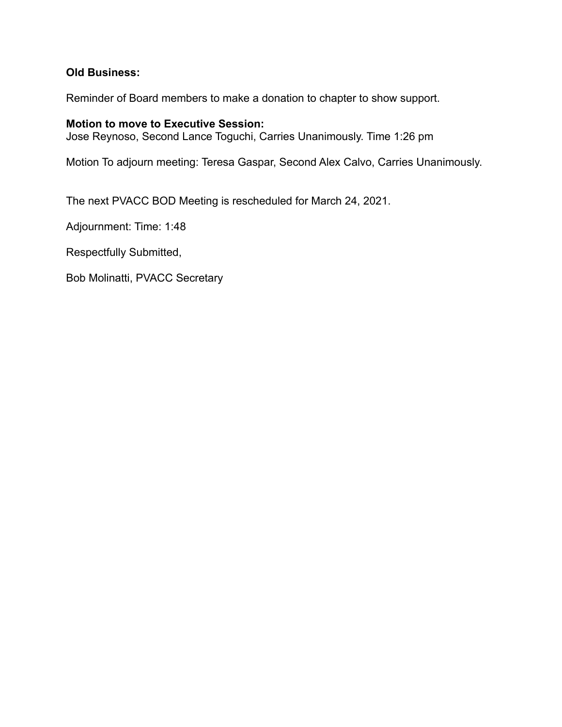**Old Business:**

Reminder of Board members to make a donation to chapter to show support.

**Motion to move to Executive Session:**
Jose Reynoso, Second Lance Toguchi, Carries Unanimously. Time 1:26 pm

Motion To adjourn meeting: Teresa Gaspar, Second Alex Calvo, Carries Unanimously.

The next PVACC BOD Meeting is rescheduled for March 24, 2021.

Adjournment: Time: 1:48

Respectfully Submitted,

Bob Molinatti, PVACC Secretary